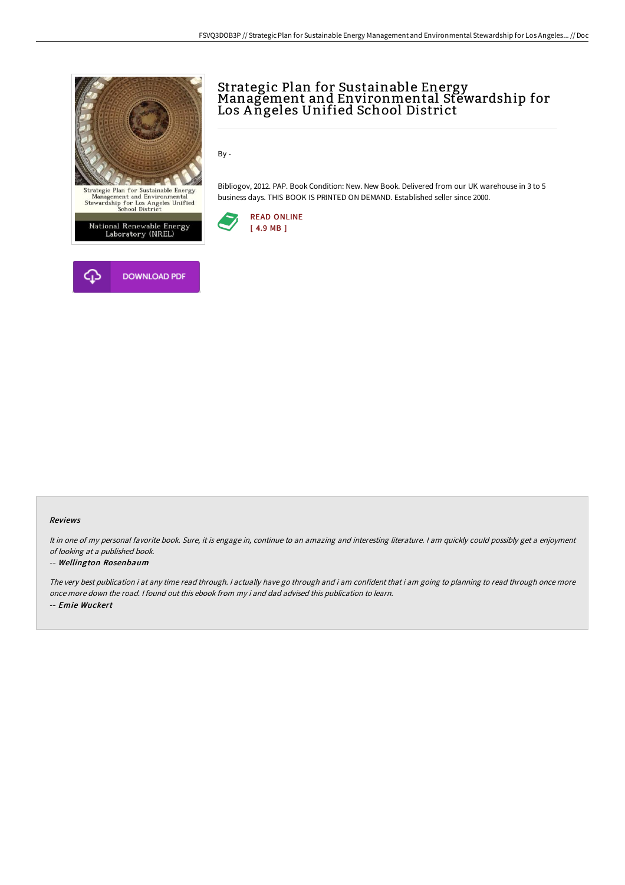# Strategic Plan for Sustainable Energy Management and Environmental Stewardship for Los Angeles Unified School District

By -

Bibliogov, 2012. PAP. Book Condition: New. New Book. Delivered from our UK warehouse in 3 to 5 business days. THIS BOOK IS PRINTED ON DEMAND. Established seller since 2000.

READ ONLINE
[ 4.9 MB ]

DOWNLOAD PDF

### Reviews

*It in one of my personal favorite book. Sure, it is engage in, continue to an amazing and interesting literature. I am quickly could possibly get a enjoyment of looking at a published book.*

-- ***Wellington Rosenbaum***

*The very best publication i at any time read through. I actually have go through and i am confident that i am going to planning to read through once more once more down the road. I found out this ebook from my i and dad advised this publication to learn.*

-- ***Emie Wuckert***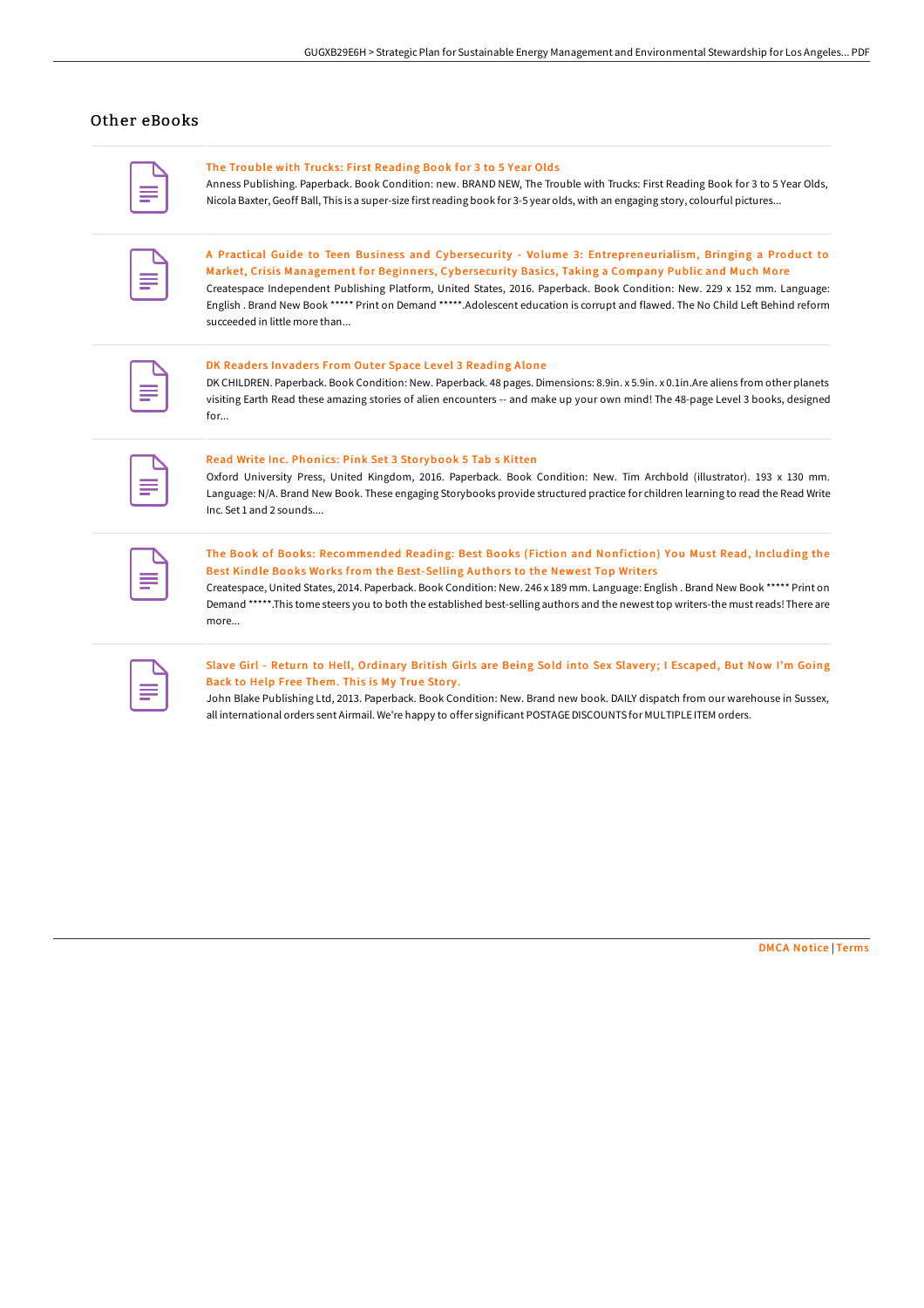## Other eBooks

### The Trouble with Trucks: First Reading Book for 3 to 5 Year Olds

Anness Publishing. Paperback. Book Condition: new. BRAND NEW, The Trouble with Trucks: First Reading Book for 3 to 5 Year Olds, Nicola Baxter, Geoff Ball, This is a super-size first reading book for 3-5 year olds, with an engaging story, colourful pictures...

### A Practical Guide to Teen Business and Cybersecurity - Volume 3: Entrepreneurialism, Bringing a Product to Market, Crisis Management for Beginners, Cybersecurity Basics, Taking a Company Public and Much More

Createspace Independent Publishing Platform, United States, 2016. Paperback. Book Condition: New. 229 x 152 mm. Language: English . Brand New Book ***** Print on Demand *****.Adolescent education is corrupt and flawed. The No Child Left Behind reform succeeded in little more than...

### DK Readers Invaders From Outer Space Level 3 Reading Alone

DK CHILDREN. Paperback. Book Condition: New. Paperback. 48 pages. Dimensions: 8.9in. x 5.9in. x 0.1in.Are aliens from other planets visiting Earth Read these amazing stories of alien encounters -- and make up your own mind! The 48-page Level 3 books, designed for...

### Read Write Inc. Phonics: Pink Set 3 Storybook 5 Tab s Kitten

Oxford University Press, United Kingdom, 2016. Paperback. Book Condition: New. Tim Archbold (illustrator). 193 x 130 mm. Language: N/A. Brand New Book. These engaging Storybooks provide structured practice for children learning to read the Read Write Inc. Set 1 and 2 sounds....

### The Book of Books: Recommended Reading: Best Books (Fiction and Nonfiction) You Must Read, Including the Best Kindle Books Works from the Best-Selling Authors to the Newest Top Writers

Createspace, United States, 2014. Paperback. Book Condition: New. 246 x 189 mm. Language: English . Brand New Book ***** Print on Demand *****.This tome steers you to both the established best-selling authors and the newest top writers-the must reads! There are more...

### Slave Girl - Return to Hell, Ordinary British Girls are Being Sold into Sex Slavery; I Escaped, But Now I'm Going Back to Help Free Them. This is My True Story.

John Blake Publishing Ltd, 2013. Paperback. Book Condition: New. Brand new book. DAILY dispatch from our warehouse in Sussex, all international orders sent Airmail. We're happy to offer significant POSTAGE DISCOUNTS for MULTIPLE ITEM orders.